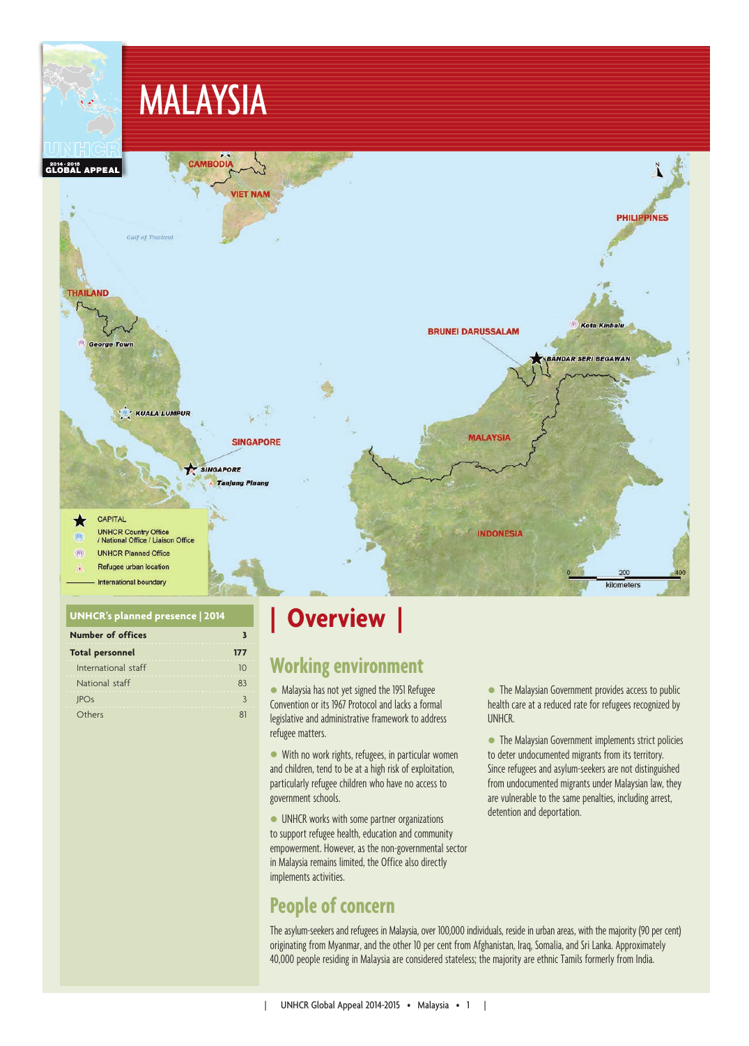# MALAYSIA

**UNHCR's planned presence | 2014**

| | |
|---|---|
| **Number of offices** | **3** |
| **Total personnel** | **177** |
| International staff | 10 |
| National staff | 83 |
| JPOs | 3 |
| Others | 81 |

## | Overview |

### Working environment

- Malaysia has not yet signed the 1951 Refugee Convention or its 1967 Protocol and lacks a formal legislative and administrative framework to address refugee matters.
- With no work rights, refugees, in particular women and children, tend to be at a high risk of exploitation, particularly refugee children who have no access to government schools.
- UNHCR works with some partner organizations to support refugee health, education and community empowerment. However, as the non-governmental sector in Malaysia remains limited, the Office also directly implements activities.
- The Malaysian Government provides access to public health care at a reduced rate for refugees recognized by UNHCR.
- The Malaysian Government implements strict policies to deter undocumented migrants from its territory. Since refugees and asylum-seekers are not distinguished from undocumented migrants under Malaysian law, they are vulnerable to the same penalties, including arrest, detention and deportation.

### People of concern

The asylum-seekers and refugees in Malaysia, over 100,000 individuals, reside in urban areas, with the majority (90 per cent) originating from Myanmar, and the other 10 per cent from Afghanistan, Iraq, Somalia, and Sri Lanka. Approximately 40,000 people residing in Malaysia are considered stateless; the majority are ethnic Tamils formerly from India.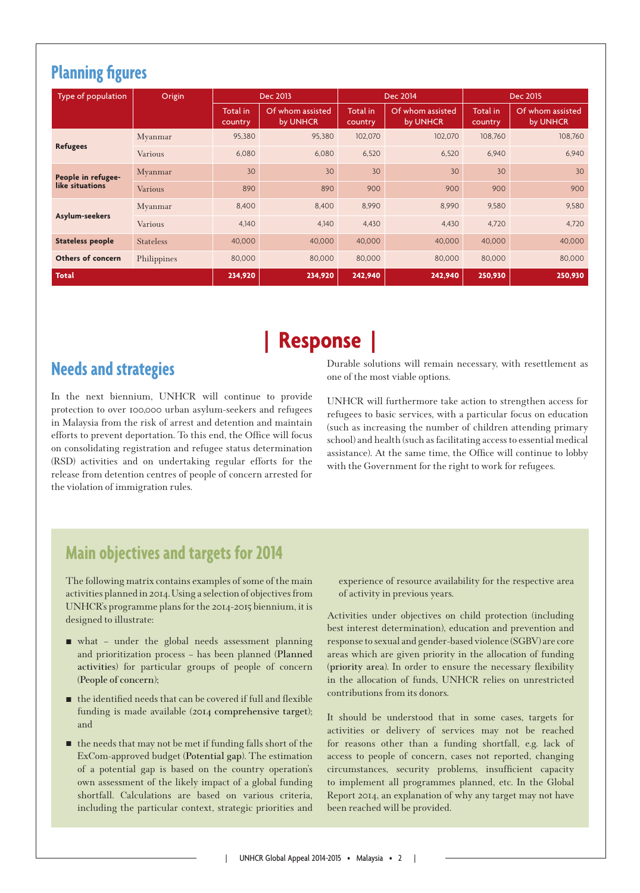## Planning figures

| Type of population | Origin | Dec 2013 | | Dec 2014 | | Dec 2015 | |
|---|---|---|---|---|---|---|---|
| | | Total in country | Of whom assisted by UNHCR | Total in country | Of whom assisted by UNHCR | Total in country | Of whom assisted by UNHCR |
| **Refugees** | Myanmar | 95,380 | 95,380 | 102,070 | 102,070 | 108,760 | 108,760 |
| | Various | 6,080 | 6,080 | 6,520 | 6,520 | 6,940 | 6,940 |
| **People in refugee-like situations** | Myanmar | 30 | 30 | 30 | 30 | 30 | 30 |
| | Various | 890 | 890 | 900 | 900 | 900 | 900 |
| **Asylum-seekers** | Myanmar | 8,400 | 8,400 | 8,990 | 8,990 | 9,580 | 9,580 |
| | Various | 4,140 | 4,140 | 4,430 | 4,430 | 4,720 | 4,720 |
| **Stateless people** | Stateless | 40,000 | 40,000 | 40,000 | 40,000 | 40,000 | 40,000 |
| **Others of concern** | Philippines | 80,000 | 80,000 | 80,000 | 80,000 | 80,000 | 80,000 |
| **Total** | | **234,920** | **234,920** | **242,940** | **242,940** | **250,930** | **250,930** |

# | Response |

## Needs and strategies

In the next biennium, UNHCR will continue to provide protection to over 100,000 urban asylum-seekers and refugees in Malaysia from the risk of arrest and detention and maintain efforts to prevent deportation. To this end, the Office will focus on consolidating registration and refugee status determination (RSD) activities and on undertaking regular efforts for the release from detention centres of people of concern arrested for the violation of immigration rules.

Durable solutions will remain necessary, with resettlement as one of the most viable options.

UNHCR will furthermore take action to strengthen access for refugees to basic services, with a particular focus on education (such as increasing the number of children attending primary school) and health (such as facilitating access to essential medical assistance). At the same time, the Office will continue to lobby with the Government for the right to work for refugees.

## Main objectives and targets for 2014

The following matrix contains examples of some of the main activities planned in 2014. Using a selection of objectives from UNHCR's programme plans for the 2014-2015 biennium, it is designed to illustrate:

- what – under the global needs assessment planning and prioritization process – has been planned (**Planned activities**) for particular groups of people of concern (**People of concern**);
- the identified needs that can be covered if full and flexible funding is made available (**2014 comprehensive target**); and
- the needs that may not be met if funding falls short of the ExCom-approved budget (**Potential gap**). The estimation of a potential gap is based on the country operation's own assessment of the likely impact of a global funding shortfall. Calculations are based on various criteria, including the particular context, strategic priorities and experience of resource availability for the respective area of activity in previous years.

Activities under objectives on child protection (including best interest determination), education and prevention and response to sexual and gender-based violence (SGBV) are core areas which are given priority in the allocation of funding (**priority area**). In order to ensure the necessary flexibility in the allocation of funds, UNHCR relies on unrestricted contributions from its donors.

It should be understood that in some cases, targets for activities or delivery of services may not be reached for reasons other than a funding shortfall, e.g. lack of access to people of concern, cases not reported, changing circumstances, security problems, insufficient capacity to implement all programmes planned, etc. In the Global Report 2014, an explanation of why any target may not have been reached will be provided.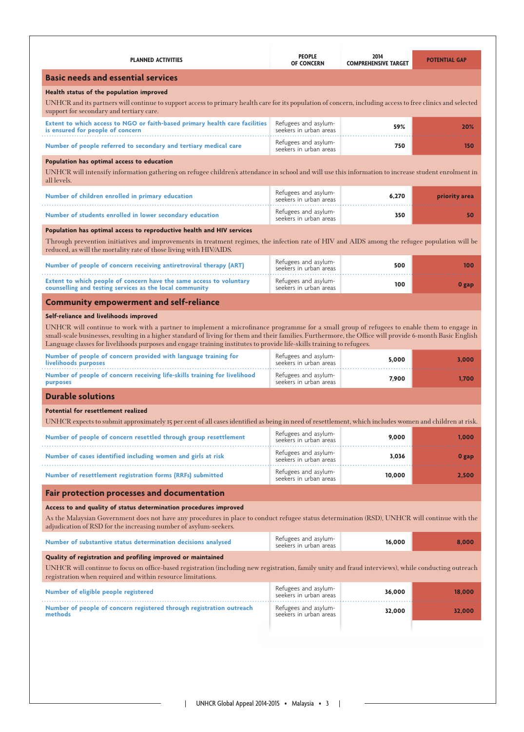| PLANNED ACTIVITIES | PEOPLE OF CONCERN | 2014 COMPREHENSIVE TARGET | POTENTIAL GAP |
|---|---|---|---|
| **Basic needs and essential services** | | | |
| **Health status of the population improved** | | | |
| UNHCR and its partners will continue to support access to primary health care for its population of concern, including access to free clinics and selected support for secondary and tertiary care. | | | |
| Extent to which access to NGO or faith-based primary health care facilities is ensured for people of concern | Refugees and asylum-seekers in urban areas | 59% | 20% |
| Number of people referred to secondary and tertiary medical care | Refugees and asylum-seekers in urban areas | 750 | 150 |
| **Population has optimal access to education** | | | |
| UNHCR will intensify information gathering on refugee children's attendance in school and will use this information to increase student enrolment in all levels. | | | |
| Number of children enrolled in primary education | Refugees and asylum-seekers in urban areas | 6,270 | priority area |
| Number of students enrolled in lower secondary education | Refugees and asylum-seekers in urban areas | 350 | 50 |
| **Population has optimal access to reproductive health and HIV services** | | | |
| Through prevention initiatives and improvements in treatment regimes, the infection rate of HIV and AIDS among the refugee population will be reduced, as will the mortality rate of those living with HIV/AIDS. | | | |
| Number of people of concern receiving antiretroviral therapy (ART) | Refugees and asylum-seekers in urban areas | 500 | 100 |
| Extent to which people of concern have the same access to voluntary counselling and testing services as the local community | Refugees and asylum-seekers in urban areas | 100 | 0 gap |
| **Community empowerment and self-reliance** | | | |
| **Self-reliance and livelihoods improved** | | | |
| UNHCR will continue to work with a partner to implement a microfinance programme for a small group of refugees to enable them to engage in small-scale businesses, resulting in a higher standard of living for them and their families. Furthermore, the Office will provide 6-month Basic English Language classes for livelihoods purposes and engage training institutes to provide life-skills training to refugees. | | | |
| Number of people of concern provided with language training for livelihoods purposes | Refugees and asylum-seekers in urban areas | 5,000 | 3,000 |
| Number of people of concern receiving life-skills training for livelihood purposes | Refugees and asylum-seekers in urban areas | 7,900 | 1,700 |
| **Durable solutions** | | | |
| **Potential for resettlement realized** | | | |
| UNHCR expects to submit approximately 15 per cent of all cases identified as being in need of resettlement, which includes women and children at risk. | | | |
| Number of people of concern resettled through group resettlement | Refugees and asylum-seekers in urban areas | 9,000 | 1,000 |
| Number of cases identified including women and girls at risk | Refugees and asylum-seekers in urban areas | 3,036 | 0 gap |
| Number of resettlement registration forms (RRFs) submitted | Refugees and asylum-seekers in urban areas | 10,000 | 2,500 |
| **Fair protection processes and documentation** | | | |
| **Access to and quality of status determination procedures improved** | | | |
| As the Malaysian Government does not have any procedures in place to conduct refugee status determination (RSD), UNHCR will continue with the adjudication of RSD for the increasing number of asylum-seekers. | | | |
| Number of substantive status determination decisions analysed | Refugees and asylum-seekers in urban areas | 16,000 | 8,000 |
| **Quality of registration and profiling improved or maintained** | | | |
| UNHCR will continue to focus on office-based registration (including new registration, family unity and fraud interviews), while conducting outreach registration when required and within resource limitations. | | | |
| Number of eligible people registered | Refugees and asylum-seekers in urban areas | 36,000 | 18,000 |
| Number of people of concern registered through registration outreach methods | Refugees and asylum-seekers in urban areas | 32,000 | 32,000 |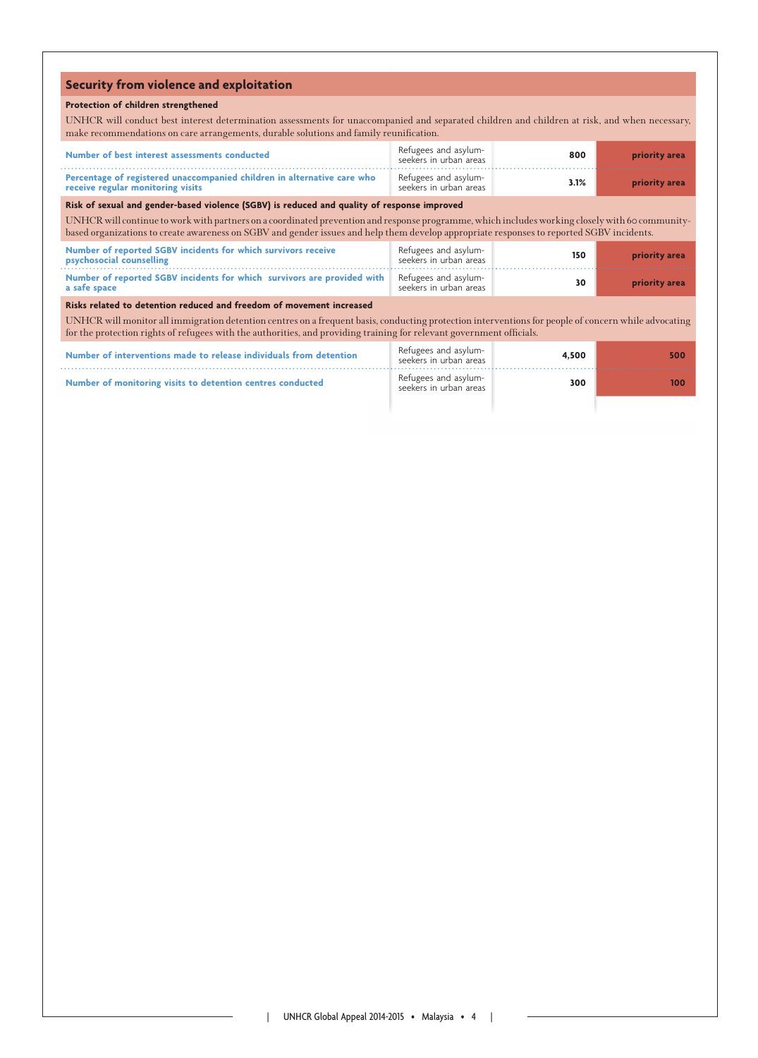## Security from violence and exploitation

**Protection of children strengthened**

UNHCR will conduct best interest determination assessments for unaccompanied and separated children and children at risk, and when necessary, make recommendations on care arrangements, durable solutions and family reunification.

| | | | |
|---|---|---|---|
| Number of best interest assessments conducted | Refugees and asylum-seekers in urban areas | 800 | priority area |
| Percentage of registered unaccompanied children in alternative care who receive regular monitoring visits | Refugees and asylum-seekers in urban areas | 3.1% | priority area |

**Risk of sexual and gender-based violence (SGBV) is reduced and quality of response improved**

UNHCR will continue to work with partners on a coordinated prevention and response programme, which includes working closely with 60 community-based organizations to create awareness on SGBV and gender issues and help them develop appropriate responses to reported SGBV incidents.

| | | | |
|---|---|---|---|
| Number of reported SGBV incidents for which survivors receive psychosocial counselling | Refugees and asylum-seekers in urban areas | 150 | priority area |
| Number of reported SGBV incidents for which survivors are provided with a safe space | Refugees and asylum-seekers in urban areas | 30 | priority area |

**Risks related to detention reduced and freedom of movement increased**

UNHCR will monitor all immigration detention centres on a frequent basis, conducting protection interventions for people of concern while advocating for the protection rights of refugees with the authorities, and providing training for relevant government officials.

| | | | |
|---|---|---|---|
| Number of interventions made to release individuals from detention | Refugees and asylum-seekers in urban areas | 4,500 | 500 |
| Number of monitoring visits to detention centres conducted | Refugees and asylum-seekers in urban areas | 300 | 100 |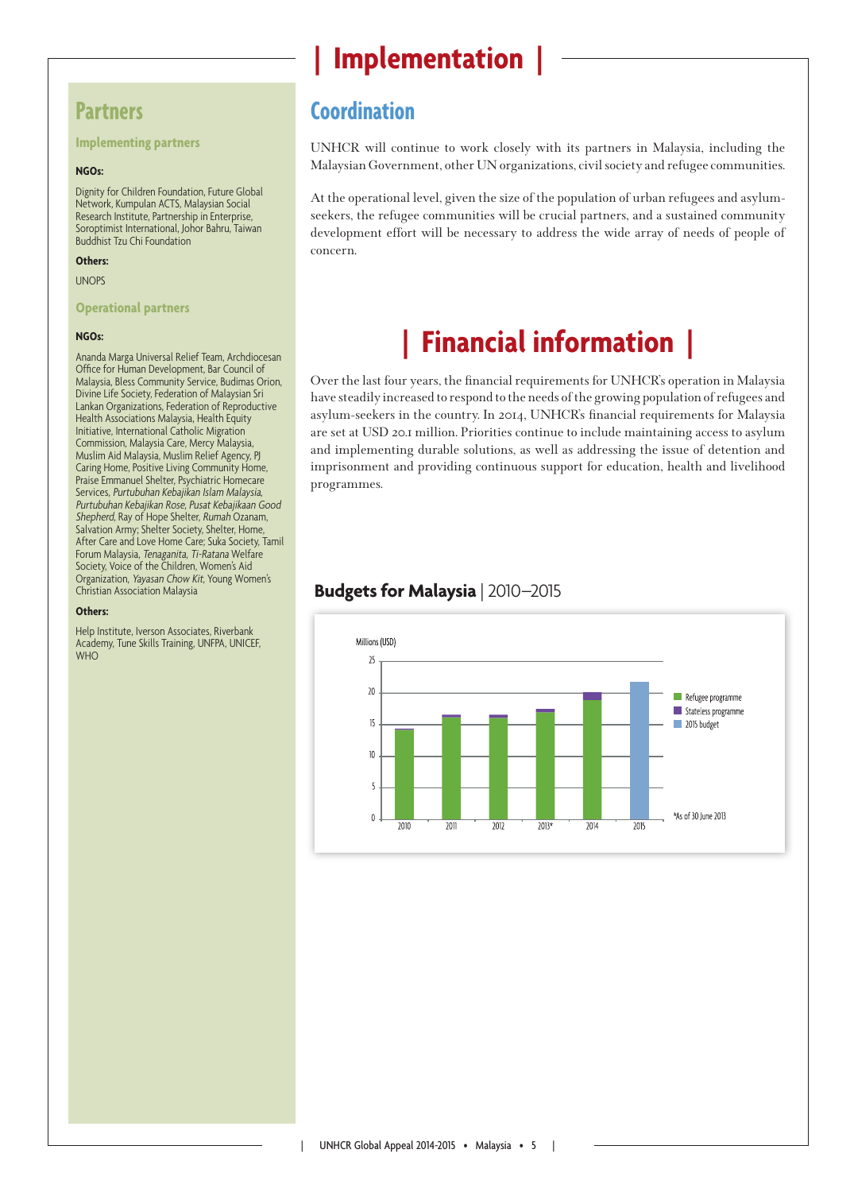# Implementation

## Partners

### Implementing partners

**NGOs:**

Dignity for Children Foundation, Future Global Network, Kumpulan ACTS, Malaysian Social Research Institute, Partnership in Enterprise, Soroptimist International, Johor Bahru, Taiwan Buddhist Tzu Chi Foundation

**Others:**

UNOPS

### Operational partners

**NGOs:**

Ananda Marga Universal Relief Team, Archdiocesan Office for Human Development, Bar Council of Malaysia, Bless Community Service, Budimas Orion, Divine Life Society, Federation of Malaysian Sri Lankan Organizations, Federation of Reproductive Health Associations Malaysia, Health Equity Initiative, International Catholic Migration Commission, Malaysia Care, Mercy Malaysia, Muslim Aid Malaysia, Muslim Relief Agency, PJ Caring Home, Positive Living Community Home, Praise Emmanuel Shelter, Psychiatric Homecare Services, *Purtubuhan Kebajikan Islam Malaysia*, *Purtubuhan Kebajikan Rose*, *Pusat Kebajikaan Good Shepherd*, Ray of Hope Shelter, *Rumah* Ozanam, Salvation Army; Shelter Society, Shelter, Home, After Care and Love Home Care; Suka Society, Tamil Forum Malaysia, *Tenaganita*, *Ti-Ratana* Welfare Society, Voice of the Children, Women's Aid Organization, *Yayasan Chow Kit*, Young Women's Christian Association Malaysia

**Others:**

Help Institute, Iverson Associates, Riverbank Academy, Tune Skills Training, UNFPA, UNICEF, WHO

## Coordination

UNHCR will continue to work closely with its partners in Malaysia, including the Malaysian Government, other UN organizations, civil society and refugee communities.

At the operational level, given the size of the population of urban refugees and asylum-seekers, the refugee communities will be crucial partners, and a sustained community development effort will be necessary to address the wide array of needs of people of concern.

# Financial information

Over the last four years, the financial requirements for UNHCR's operation in Malaysia have steadily increased to respond to the needs of the growing population of refugees and asylum-seekers in the country. In 2014, UNHCR's financial requirements for Malaysia are set at USD 20.1 million. Priorities continue to include maintaining access to asylum and implementing durable solutions, as well as addressing the issue of detention and imprisonment and providing continuous support for education, health and livelihood programmes.

**Budgets for Malaysia** | 2010–2015

Millions (USD)

Legend: Refugee programme; Stateless programme; 2015 budget

Years: 2010, 2011, 2012, 2013*, 2014, 2015

*As of 30 June 2013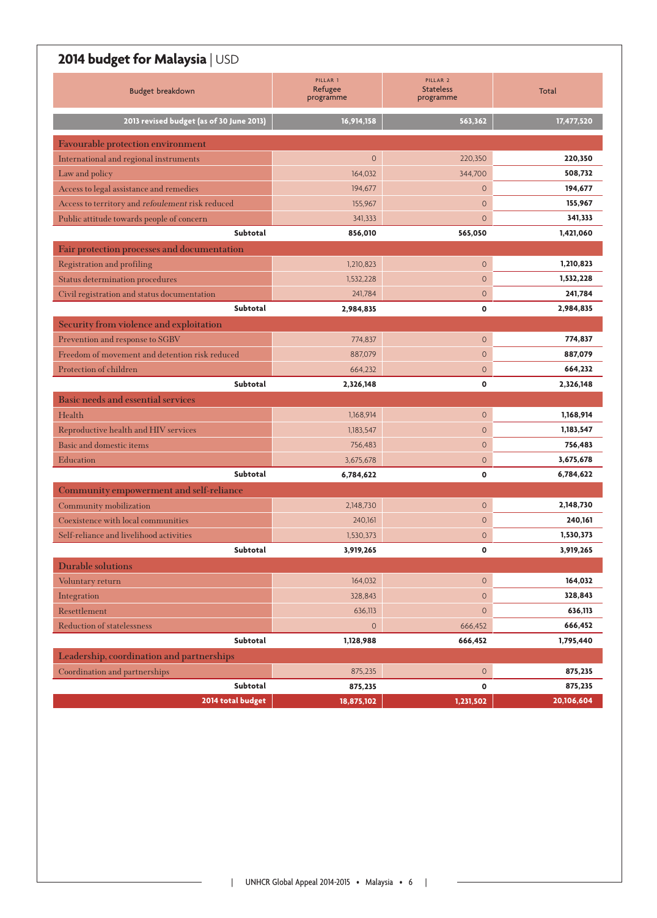## 2014 budget for Malaysia | USD

| Budget breakdown | PILLAR 1 Refugee programme | PILLAR 2 Stateless programme | Total |
|---|---|---|---|
| **2013 revised budget (as of 30 June 2013)** | **16,914,158** | **563,362** | **17,477,520** |
| **Favourable protection environment** | | | |
| International and regional instruments | 0 | 220,350 | **220,350** |
| Law and policy | 164,032 | 344,700 | **508,732** |
| Access to legal assistance and remedies | 194,677 | 0 | **194,677** |
| Access to territory and *refoulement* risk reduced | 155,967 | 0 | **155,967** |
| Public attitude towards people of concern | 341,333 | 0 | **341,333** |
| **Subtotal** | **856,010** | **565,050** | **1,421,060** |
| **Fair protection processes and documentation** | | | |
| Registration and profiling | 1,210,823 | 0 | **1,210,823** |
| Status determination procedures | 1,532,228 | 0 | **1,532,228** |
| Civil registration and status documentation | 241,784 | 0 | **241,784** |
| **Subtotal** | **2,984,835** | **0** | **2,984,835** |
| **Security from violence and exploitation** | | | |
| Prevention and response to SGBV | 774,837 | 0 | **774,837** |
| Freedom of movement and detention risk reduced | 887,079 | 0 | **887,079** |
| Protection of children | 664,232 | 0 | **664,232** |
| **Subtotal** | **2,326,148** | **0** | **2,326,148** |
| **Basic needs and essential services** | | | |
| Health | 1,168,914 | 0 | **1,168,914** |
| Reproductive health and HIV services | 1,183,547 | 0 | **1,183,547** |
| Basic and domestic items | 756,483 | 0 | **756,483** |
| Education | 3,675,678 | 0 | **3,675,678** |
| **Subtotal** | **6,784,622** | **0** | **6,784,622** |
| **Community empowerment and self-reliance** | | | |
| Community mobilization | 2,148,730 | 0 | **2,148,730** |
| Coexistence with local communities | 240,161 | 0 | **240,161** |
| Self-reliance and livelihood activities | 1,530,373 | 0 | **1,530,373** |
| **Subtotal** | **3,919,265** | **0** | **3,919,265** |
| **Durable solutions** | | | |
| Voluntary return | 164,032 | 0 | **164,032** |
| Integration | 328,843 | 0 | **328,843** |
| Resettlement | 636,113 | 0 | **636,113** |
| Reduction of statelessness | 0 | 666,452 | **666,452** |
| **Subtotal** | **1,128,988** | **666,452** | **1,795,440** |
| **Leadership, coordination and partnerships** | | | |
| Coordination and partnerships | 875,235 | 0 | **875,235** |
| **Subtotal** | **875,235** | **0** | **875,235** |
| **2014 total budget** | **18,875,102** | **1,231,502** | **20,106,604** |